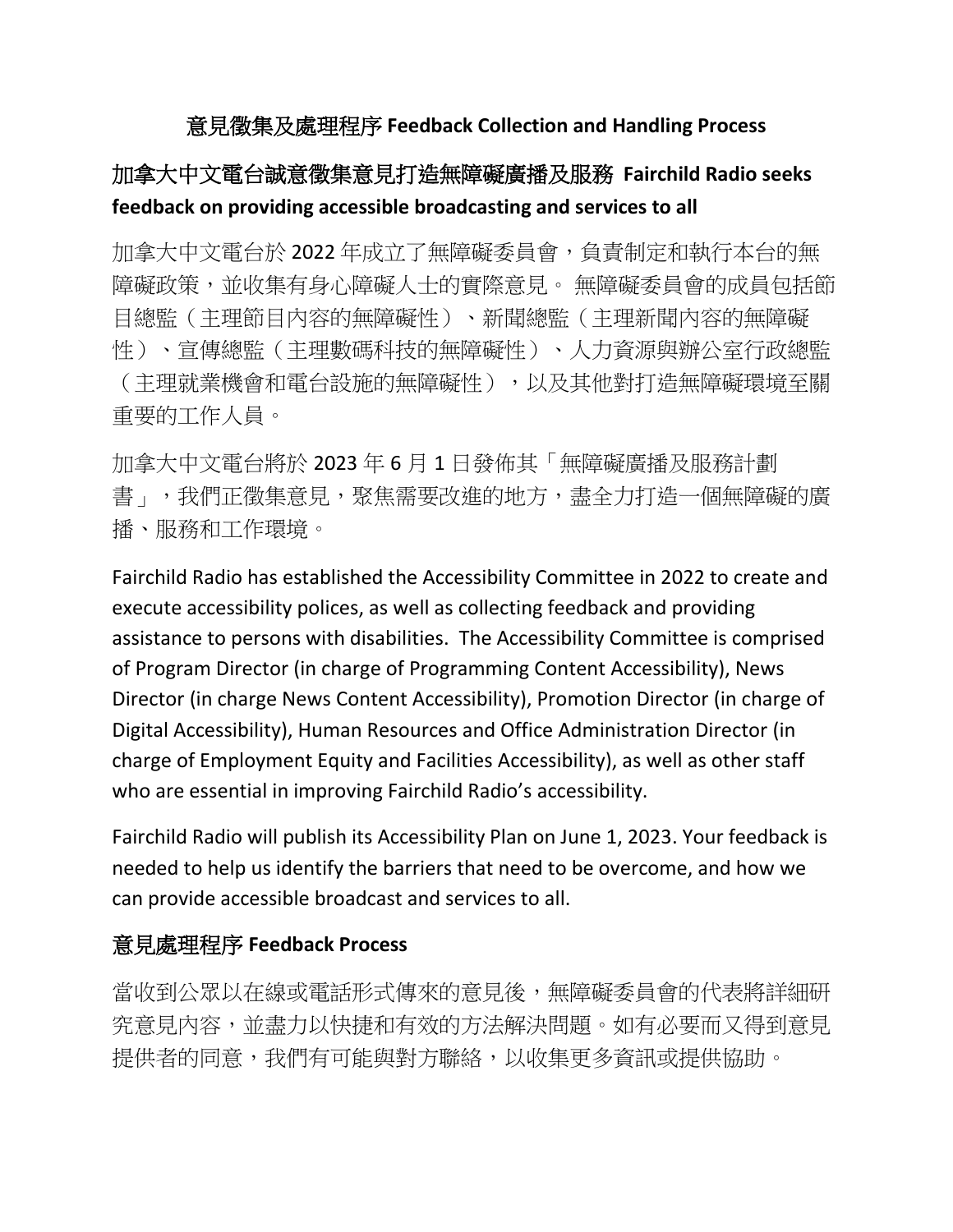# 意見徵集及處理程序 Feedback Collection and Handling Process

## 加拿大中文電台誠意徵集意見打造無障礙廣播及服務 **Fairchild Radio seeks feedback on providing accessible broadcasting and services to all**

加拿大中文電台於 2022 年成立了無障礙委員會，負責制定和執行本台的無障礙政策，並收集有身心障礙人士的實際意見。 無障礙委員會的成員包括節目總監（主理節目內容的無障礙性）、新聞總監（主理新聞內容的無障礙性）、宣傳總監（主理數碼科技的無障礙性）、人力資源與辦公室行政總監（主理就業機會和電台設施的無障礙性），以及其他對打造無障礙環境至關重要的工作人員。

加拿大中文電台將於 2023 年 6 月 1 日發佈其「無障礙廣播及服務計劃書」，我們正徵集意見，聚焦需要改進的地方，盡全力打造一個無障礙的廣播、服務和工作環境。

Fairchild Radio has established the Accessibility Committee in 2022 to create and execute accessibility polices, as well as collecting feedback and providing assistance to persons with disabilities. The Accessibility Committee is comprised of Program Director (in charge of Programming Content Accessibility), News Director (in charge News Content Accessibility), Promotion Director (in charge of Digital Accessibility), Human Resources and Office Administration Director (in charge of Employment Equity and Facilities Accessibility), as well as other staff who are essential in improving Fairchild Radio's accessibility.

Fairchild Radio will publish its Accessibility Plan on June 1, 2023. Your feedback is needed to help us identify the barriers that need to be overcome, and how we can provide accessible broadcast and services to all.

## 意見處理程序 **Feedback Process**

當收到公眾以在線或電話形式傳來的意見後，無障礙委員會的代表將詳細研究意見內容，並盡力以快捷和有效的方法解決問題。如有必要而又得到意見提供者的同意，我們有可能與對方聯絡，以收集更多資訊或提供協助。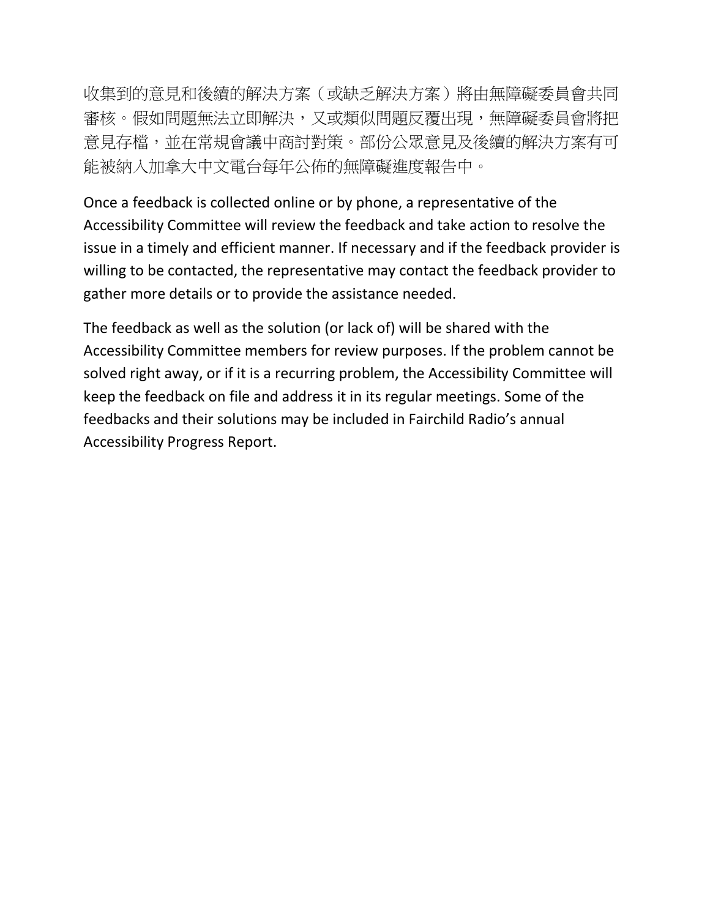收集到的意見和後續的解決方案（或缺乏解決方案）將由無障礙委員會共同審核。假如問題無法立即解決，又或類似問題反覆出現，無障礙委員會將把意見存檔，並在常規會議中商討對策。部份公眾意見及後續的解決方案有可能被納入加拿大中文電台每年公佈的無障礙進度報告中。

Once a feedback is collected online or by phone, a representative of the Accessibility Committee will review the feedback and take action to resolve the issue in a timely and efficient manner. If necessary and if the feedback provider is willing to be contacted, the representative may contact the feedback provider to gather more details or to provide the assistance needed.

The feedback as well as the solution (or lack of) will be shared with the Accessibility Committee members for review purposes. If the problem cannot be solved right away, or if it is a recurring problem, the Accessibility Committee will keep the feedback on file and address it in its regular meetings. Some of the feedbacks and their solutions may be included in Fairchild Radio's annual Accessibility Progress Report.